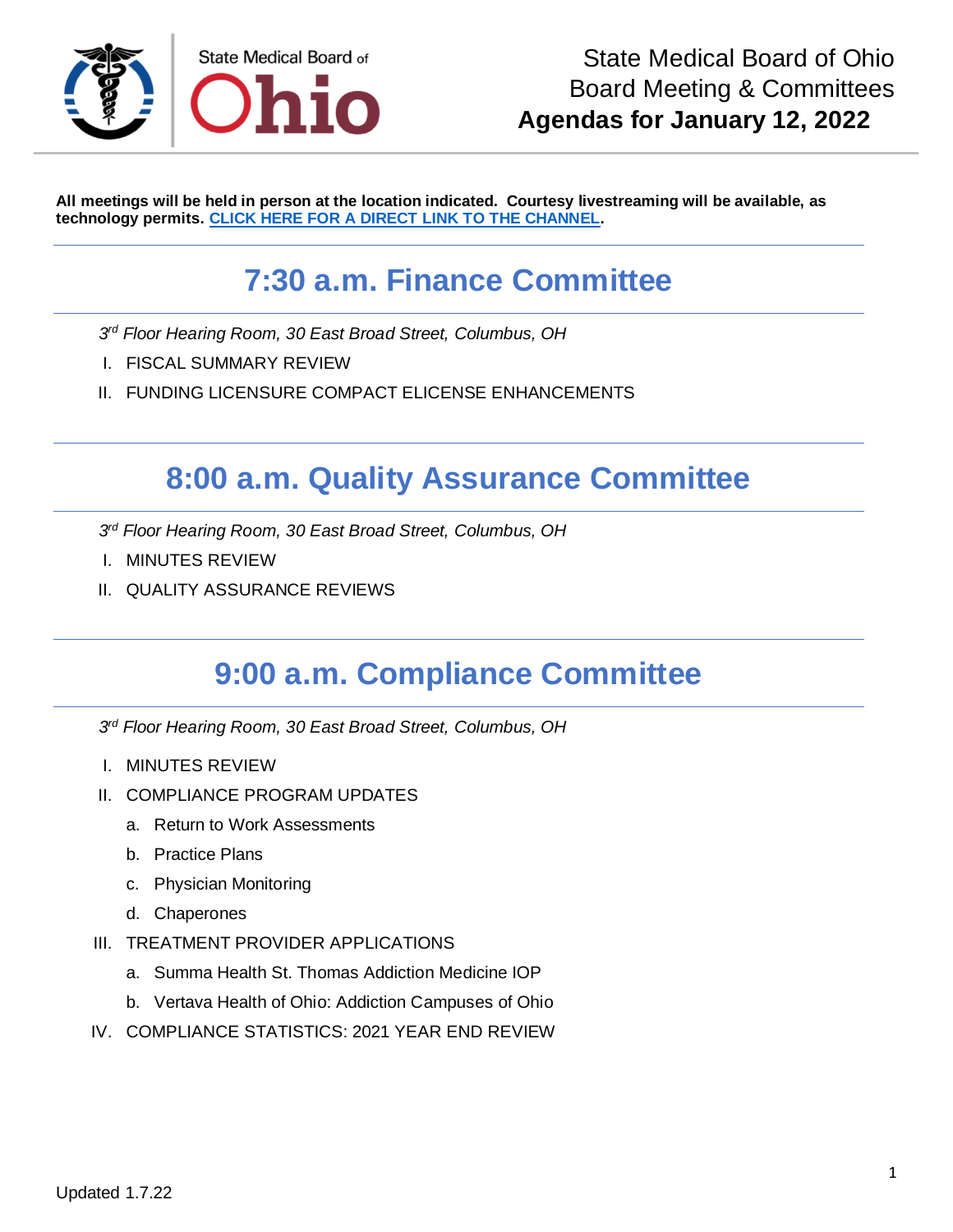State Medical Board of Ohio

# State Medical Board of Ohio
Board Meeting & Committees
**Agendas for January 12, 2022**

**All meetings will be held in person at the location indicated. Courtesy livestreaming will be available, as technology permits. [CLICK HERE FOR A DIRECT LINK TO THE CHANNEL].**

## 7:30 a.m. Finance Committee

*3rd Floor Hearing Room, 30 East Broad Street, Columbus, OH*

I. FISCAL SUMMARY REVIEW

II. FUNDING LICENSURE COMPACT ELICENSE ENHANCEMENTS

## 8:00 a.m. Quality Assurance Committee

*3rd Floor Hearing Room, 30 East Broad Street, Columbus, OH*

I. MINUTES REVIEW

II. QUALITY ASSURANCE REVIEWS

## 9:00 a.m. Compliance Committee

*3rd Floor Hearing Room, 30 East Broad Street, Columbus, OH*

I. MINUTES REVIEW

II. COMPLIANCE PROGRAM UPDATES
   a. Return to Work Assessments
   b. Practice Plans
   c. Physician Monitoring
   d. Chaperones

III. TREATMENT PROVIDER APPLICATIONS
   a. Summa Health St. Thomas Addiction Medicine IOP
   b. Vertava Health of Ohio: Addiction Campuses of Ohio

IV. COMPLIANCE STATISTICS: 2021 YEAR END REVIEW

Updated 1.7.22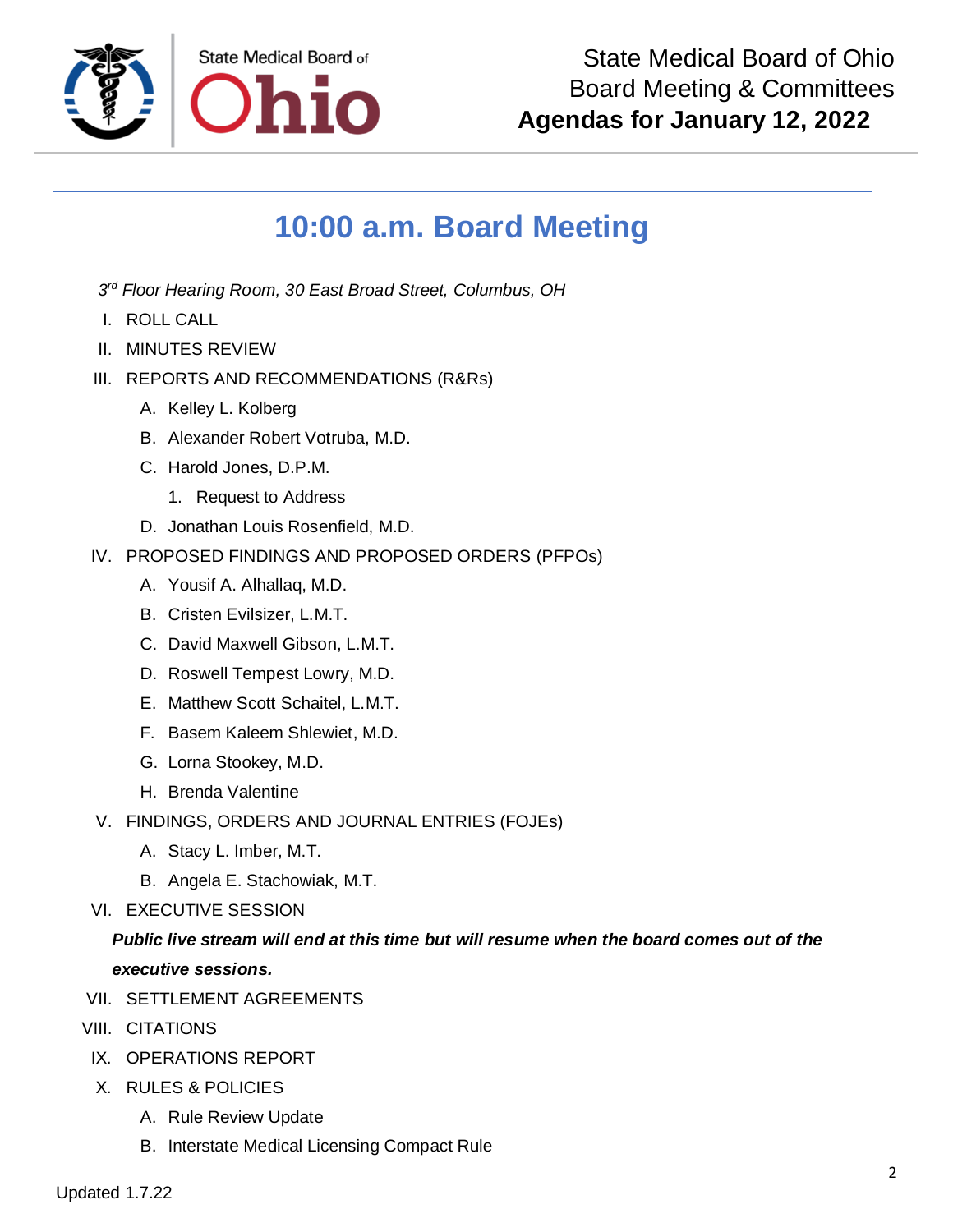State Medical Board of Ohio
Board Meeting & Committees
**Agendas for January 12, 2022**

## 10:00 a.m. Board Meeting

*3rd Floor Hearing Room, 30 East Broad Street, Columbus, OH*

I. ROLL CALL

II. MINUTES REVIEW

III. REPORTS AND RECOMMENDATIONS (R&Rs)
   A. Kelley L. Kolberg
   B. Alexander Robert Votruba, M.D.
   C. Harold Jones, D.P.M.
      1. Request to Address
   D. Jonathan Louis Rosenfield, M.D.

IV. PROPOSED FINDINGS AND PROPOSED ORDERS (PFPOs)
   A. Yousif A. Alhallaq, M.D.
   B. Cristen Evilsizer, L.M.T.
   C. David Maxwell Gibson, L.M.T.
   D. Roswell Tempest Lowry, M.D.
   E. Matthew Scott Schaitel, L.M.T.
   F. Basem Kaleem Shlewiet, M.D.
   G. Lorna Stookey, M.D.
   H. Brenda Valentine

V. FINDINGS, ORDERS AND JOURNAL ENTRIES (FOJEs)
   A. Stacy L. Imber, M.T.
   B. Angela E. Stachowiak, M.T.

VI. EXECUTIVE SESSION

***Public live stream will end at this time but will resume when the board comes out of the executive sessions.***

VII. SETTLEMENT AGREEMENTS

VIII. CITATIONS

IX. OPERATIONS REPORT

X. RULES & POLICIES
   A. Rule Review Update
   B. Interstate Medical Licensing Compact Rule

Updated 1.7.22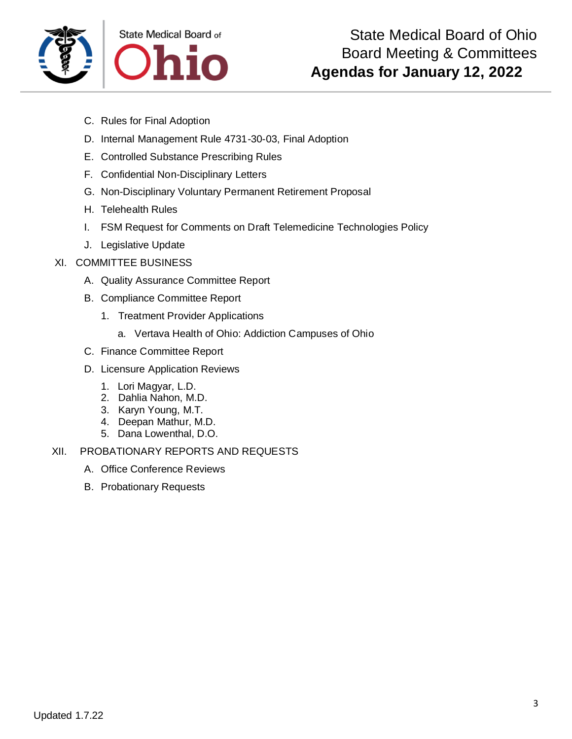C. Rules for Final Adoption

D. Internal Management Rule 4731-30-03, Final Adoption

E. Controlled Substance Prescribing Rules

F. Confidential Non-Disciplinary Letters

G. Non-Disciplinary Voluntary Permanent Retirement Proposal

H. Telehealth Rules

I. FSM Request for Comments on Draft Telemedicine Technologies Policy

J. Legislative Update

XI. COMMITTEE BUSINESS

A. Quality Assurance Committee Report

B. Compliance Committee Report

1. Treatment Provider Applications

a. Vertava Health of Ohio: Addiction Campuses of Ohio

C. Finance Committee Report

D. Licensure Application Reviews

1. Lori Magyar, L.D.
2. Dahlia Nahon, M.D.
3. Karyn Young, M.T.
4. Deepan Mathur, M.D.
5. Dana Lowenthal, D.O.

XII. PROBATIONARY REPORTS AND REQUESTS

A. Office Conference Reviews

B. Probationary Requests